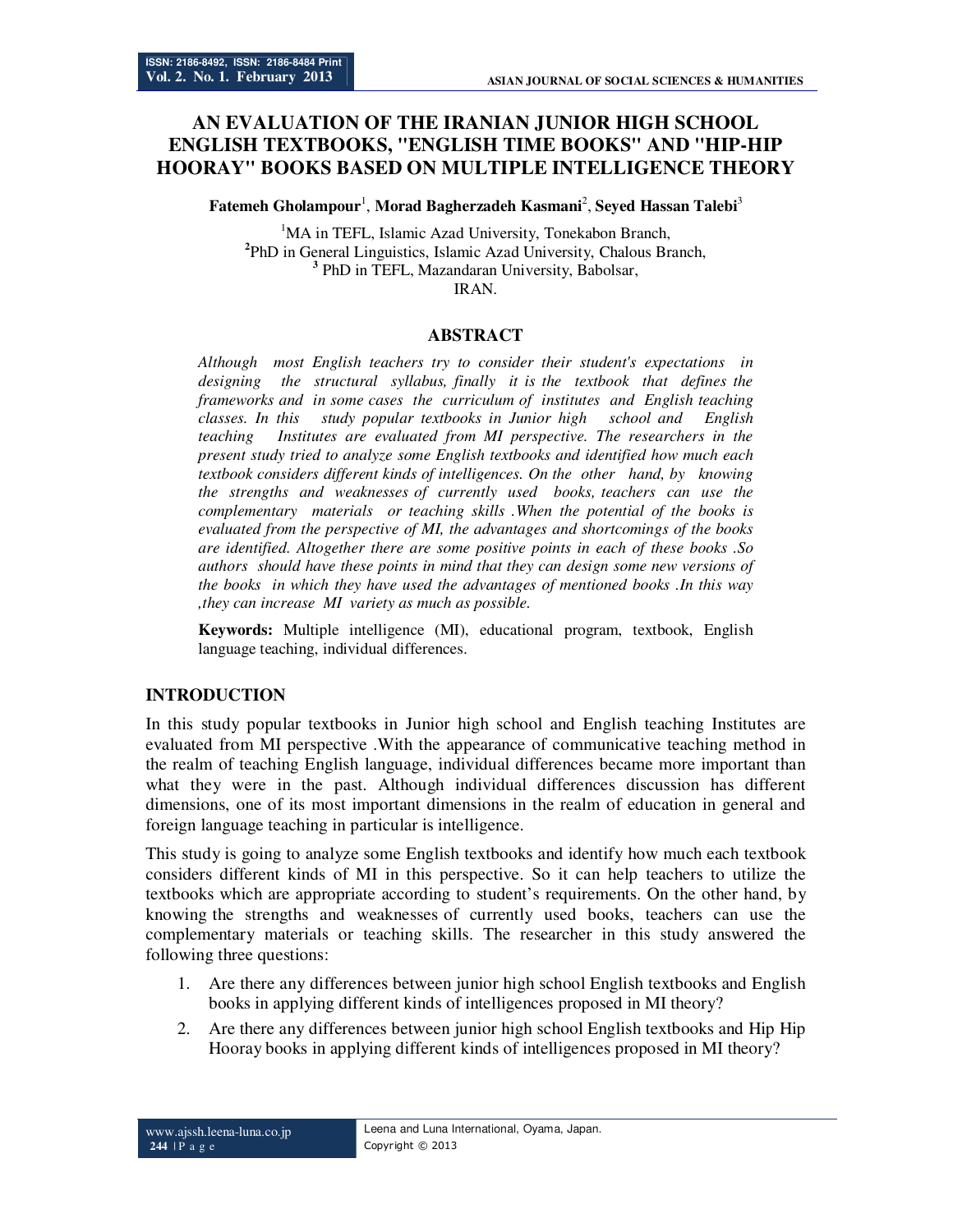# AN EVALUATION OF THE IRANIAN JUNIOR HIGH SCHOOL ENGLISH TEXTBOOKS, "ENGLISH TIME BOOKS" AND "HIP-HIP HOORAY" BOOKS BASED ON MULTIPLE INTELLIGENCE THEORY

**Fatemeh Gholampour**[1], **Morad Bagherzadeh Kasmani**[2], **Seyed Hassan Talebi**[3]

[1]MA in TEFL, Islamic Azad University, Tonekabon Branch,
[2]PhD in General Linguistics, Islamic Azad University, Chalous Branch,
[3] PhD in TEFL, Mazandaran University, Babolsar,
IRAN.

## ABSTRACT

*Although most English teachers try to consider their student's expectations in designing the structural syllabus, finally it is the textbook that defines the frameworks and in some cases the curriculum of institutes and English teaching classes. In this study popular textbooks in Junior high school and English teaching Institutes are evaluated from MI perspective. The researchers in the present study tried to analyze some English textbooks and identified how much each textbook considers different kinds of intelligences. On the other hand, by knowing the strengths and weaknesses of currently used books, teachers can use the complementary materials or teaching skills .When the potential of the books is evaluated from the perspective of MI, the advantages and shortcomings of the books are identified. Altogether there are some positive points in each of these books .So authors should have these points in mind that they can design some new versions of the books in which they have used the advantages of mentioned books .In this way ,they can increase MI variety as much as possible.*

**Keywords:** Multiple intelligence (MI), educational program, textbook, English language teaching, individual differences.

## INTRODUCTION

In this study popular textbooks in Junior high school and English teaching Institutes are evaluated from MI perspective .With the appearance of communicative teaching method in the realm of teaching English language, individual differences became more important than what they were in the past. Although individual differences discussion has different dimensions, one of its most important dimensions in the realm of education in general and foreign language teaching in particular is intelligence.

This study is going to analyze some English textbooks and identify how much each textbook considers different kinds of MI in this perspective. So it can help teachers to utilize the textbooks which are appropriate according to student's requirements. On the other hand, by knowing the strengths and weaknesses of currently used books, teachers can use the complementary materials or teaching skills. The researcher in this study answered the following three questions:

1. Are there any differences between junior high school English textbooks and English books in applying different kinds of intelligences proposed in MI theory?
2. Are there any differences between junior high school English textbooks and Hip Hip Hooray books in applying different kinds of intelligences proposed in MI theory?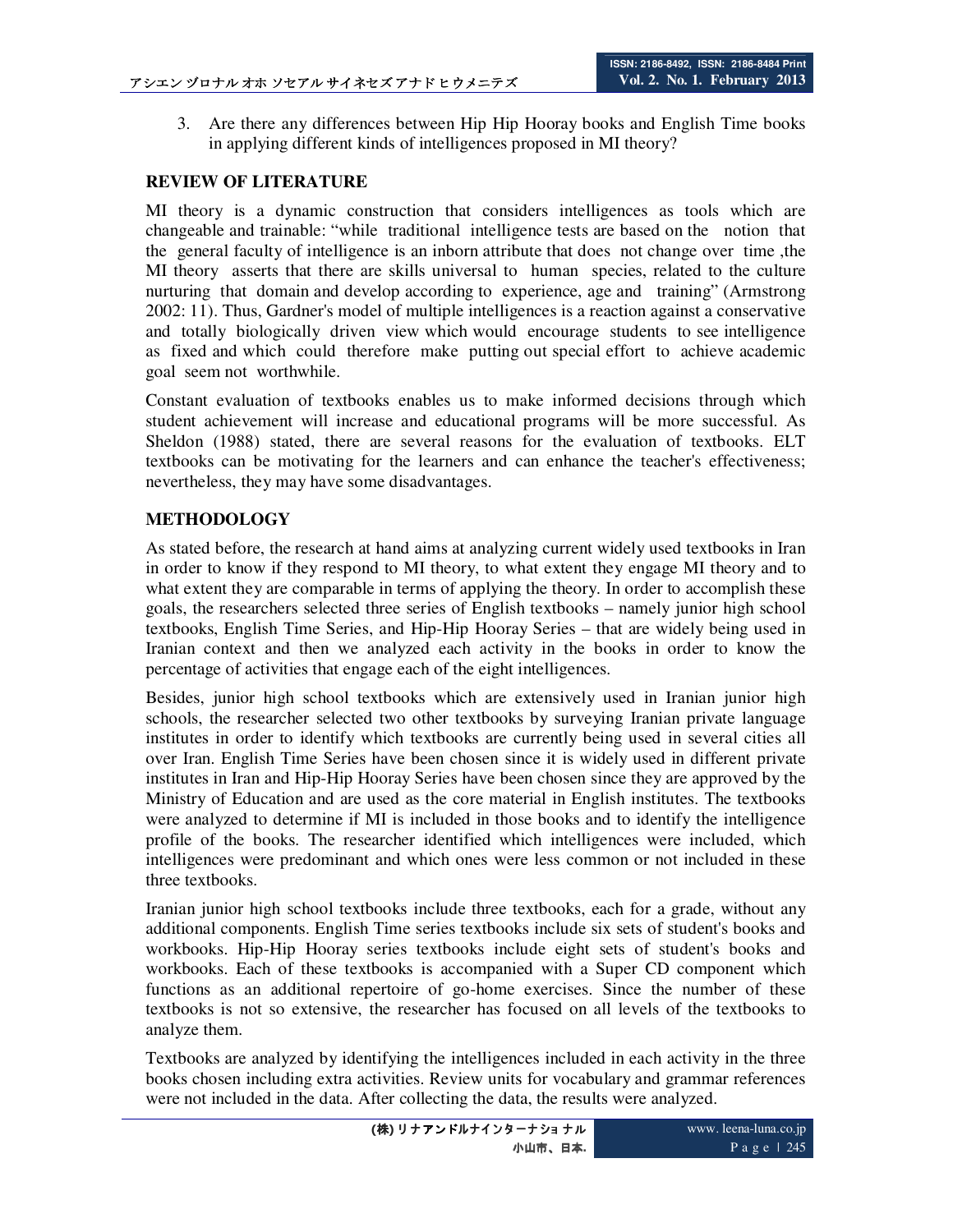3. Are there any differences between Hip Hip Hooray books and English Time books in applying different kinds of intelligences proposed in MI theory?

## REVIEW OF LITERATURE

MI theory is a dynamic construction that considers intelligences as tools which are changeable and trainable: "while traditional intelligence tests are based on the notion that the general faculty of intelligence is an inborn attribute that does not change over time ,the MI theory asserts that there are skills universal to human species, related to the culture nurturing that domain and develop according to experience, age and training" (Armstrong 2002: 11). Thus, Gardner's model of multiple intelligences is a reaction against a conservative and totally biologically driven view which would encourage students to see intelligence as fixed and which could therefore make putting out special effort to achieve academic goal seem not worthwhile.

Constant evaluation of textbooks enables us to make informed decisions through which student achievement will increase and educational programs will be more successful. As Sheldon (1988) stated, there are several reasons for the evaluation of textbooks. ELT textbooks can be motivating for the learners and can enhance the teacher's effectiveness; nevertheless, they may have some disadvantages.

## METHODOLOGY

As stated before, the research at hand aims at analyzing current widely used textbooks in Iran in order to know if they respond to MI theory, to what extent they engage MI theory and to what extent they are comparable in terms of applying the theory. In order to accomplish these goals, the researchers selected three series of English textbooks – namely junior high school textbooks, English Time Series, and Hip-Hip Hooray Series – that are widely being used in Iranian context and then we analyzed each activity in the books in order to know the percentage of activities that engage each of the eight intelligences.

Besides, junior high school textbooks which are extensively used in Iranian junior high schools, the researcher selected two other textbooks by surveying Iranian private language institutes in order to identify which textbooks are currently being used in several cities all over Iran. English Time Series have been chosen since it is widely used in different private institutes in Iran and Hip-Hip Hooray Series have been chosen since they are approved by the Ministry of Education and are used as the core material in English institutes. The textbooks were analyzed to determine if MI is included in those books and to identify the intelligence profile of the books. The researcher identified which intelligences were included, which intelligences were predominant and which ones were less common or not included in these three textbooks.

Iranian junior high school textbooks include three textbooks, each for a grade, without any additional components. English Time series textbooks include six sets of student's books and workbooks. Hip-Hip Hooray series textbooks include eight sets of student's books and workbooks. Each of these textbooks is accompanied with a Super CD component which functions as an additional repertoire of go-home exercises. Since the number of these textbooks is not so extensive, the researcher has focused on all levels of the textbooks to analyze them.

Textbooks are analyzed by identifying the intelligences included in each activity in the three books chosen including extra activities. Review units for vocabulary and grammar references were not included in the data. After collecting the data, the results were analyzed.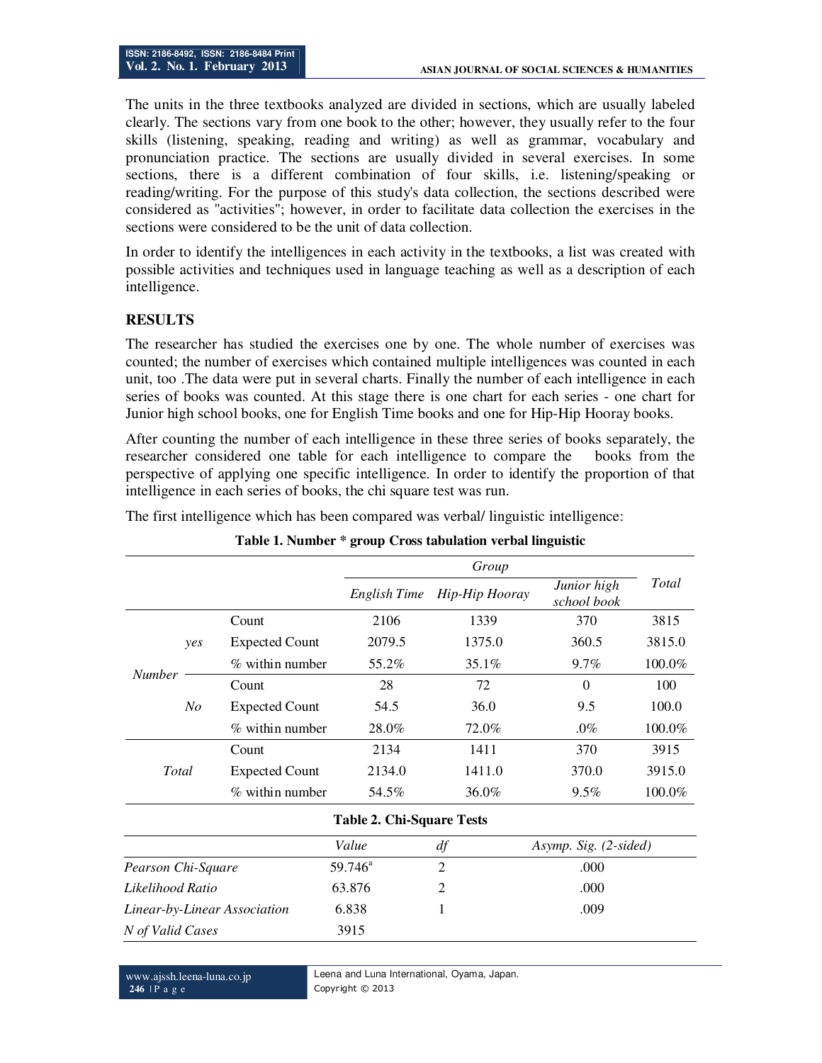The units in the three textbooks analyzed are divided in sections, which are usually labeled clearly. The sections vary from one book to the other; however, they usually refer to the four skills (listening, speaking, reading and writing) as well as grammar, vocabulary and pronunciation practice. The sections are usually divided in several exercises. In some sections, there is a different combination of four skills, i.e. listening/speaking or reading/writing. For the purpose of this study's data collection, the sections described were considered as "activities"; however, in order to facilitate data collection the exercises in the sections were considered to be the unit of data collection.

In order to identify the intelligences in each activity in the textbooks, a list was created with possible activities and techniques used in language teaching as well as a description of each intelligence.

## RESULTS

The researcher has studied the exercises one by one. The whole number of exercises was counted; the number of exercises which contained multiple intelligences was counted in each unit, too .The data were put in several charts. Finally the number of each intelligence in each series of books was counted. At this stage there is one chart for each series - one chart for Junior high school books, one for English Time books and one for Hip-Hip Hooray books.

After counting the number of each intelligence in these three series of books separately, the researcher considered one table for each intelligence to compare the books from the perspective of applying one specific intelligence. In order to identify the proportion of that intelligence in each series of books, the chi square test was run.

The first intelligence which has been compared was verbal/ linguistic intelligence:

**Table 1. Number * group Cross tabulation verbal linguistic**

| | | | *Group* | | | *Total* |
|---|---|---|---|---|---|---|
| | | | *English Time* | *Hip-Hip Hooray* | *Junior high school book* | |
| *Number* | *yes* | Count | 2106 | 1339 | 370 | 3815 |
| | | Expected Count | 2079.5 | 1375.0 | 360.5 | 3815.0 |
| | | % within number | 55.2% | 35.1% | 9.7% | 100.0% |
| | *No* | Count | 28 | 72 | 0 | 100 |
| | | Expected Count | 54.5 | 36.0 | 9.5 | 100.0 |
| | | % within number | 28.0% | 72.0% | .0% | 100.0% |
| *Total* | | Count | 2134 | 1411 | 370 | 3915 |
| | | Expected Count | 2134.0 | 1411.0 | 370.0 | 3915.0 |
| | | % within number | 54.5% | 36.0% | 9.5% | 100.0% |

**Table 2. Chi-Square Tests**

| | *Value* | *df* | *Asymp. Sig. (2-sided)* |
|---|---|---|---|
| *Pearson Chi-Square* | 59.746[a] | 2 | .000 |
| *Likelihood Ratio* | 63.876 | 2 | .000 |
| *Linear-by-Linear Association* | 6.838 | 1 | .009 |
| *N of Valid Cases* | 3915 | | |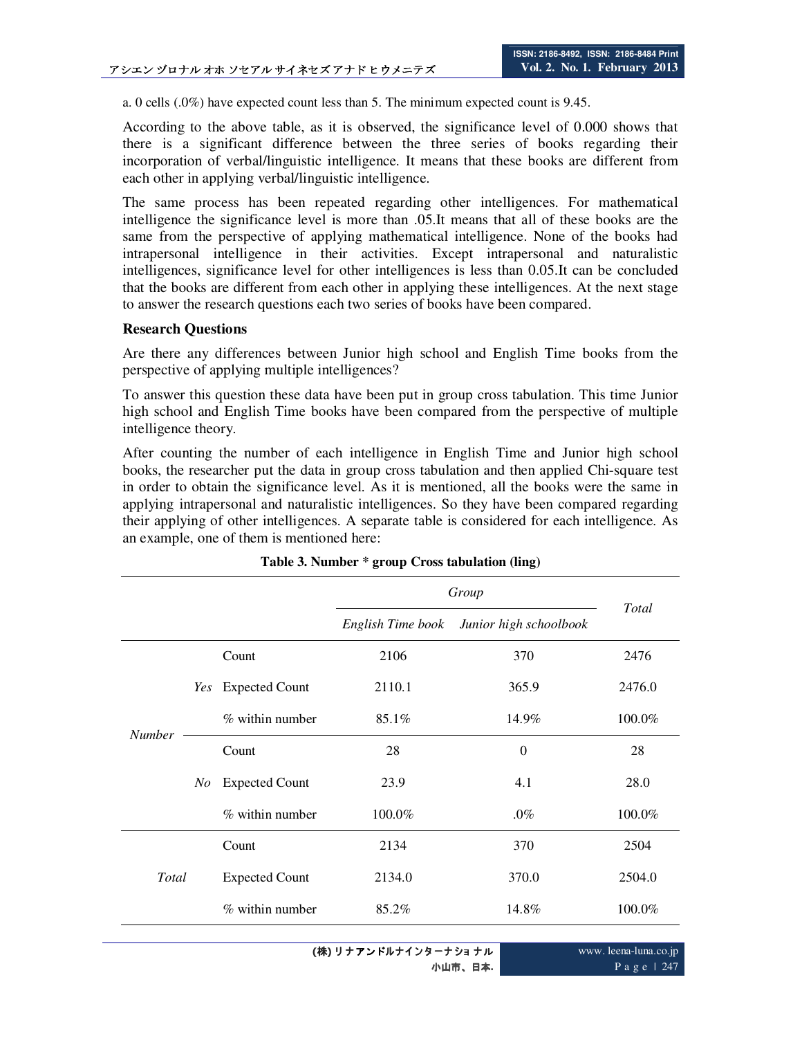a. 0 cells (.0%) have expected count less than 5. The minimum expected count is 9.45.

According to the above table, as it is observed, the significance level of 0.000 shows that there is a significant difference between the three series of books regarding their incorporation of verbal/linguistic intelligence. It means that these books are different from each other in applying verbal/linguistic intelligence.

The same process has been repeated regarding other intelligences. For mathematical intelligence the significance level is more than .05.It means that all of these books are the same from the perspective of applying mathematical intelligence. None of the books had intrapersonal intelligence in their activities. Except intrapersonal and naturalistic intelligences, significance level for other intelligences is less than 0.05.It can be concluded that the books are different from each other in applying these intelligences. At the next stage to answer the research questions each two series of books have been compared.

**Research Questions**

Are there any differences between Junior high school and English Time books from the perspective of applying multiple intelligences?

To answer this question these data have been put in group cross tabulation. This time Junior high school and English Time books have been compared from the perspective of multiple intelligence theory.

After counting the number of each intelligence in English Time and Junior high school books, the researcher put the data in group cross tabulation and then applied Chi-square test in order to obtain the significance level. As it is mentioned, all the books were the same in applying intrapersonal and naturalistic intelligences. So they have been compared regarding their applying of other intelligences. A separate table is considered for each intelligence. As an example, one of them is mentioned here:

**Table 3. Number * group Cross tabulation (ling)**

| | | | *Group* | | *Total* |
|---|---|---|---|---|---|
| | | | *English Time book* | *Junior high schoolbook* | |
| *Number* | *Yes* | Count | 2106 | 370 | 2476 |
| | | Expected Count | 2110.1 | 365.9 | 2476.0 |
| | | % within number | 85.1% | 14.9% | 100.0% |
| | *No* | Count | 28 | 0 | 28 |
| | | Expected Count | 23.9 | 4.1 | 28.0 |
| | | % within number | 100.0% | .0% | 100.0% |
| *Total* | | Count | 2134 | 370 | 2504 |
| | | Expected Count | 2134.0 | 370.0 | 2504.0 |
| | | % within number | 85.2% | 14.8% | 100.0% |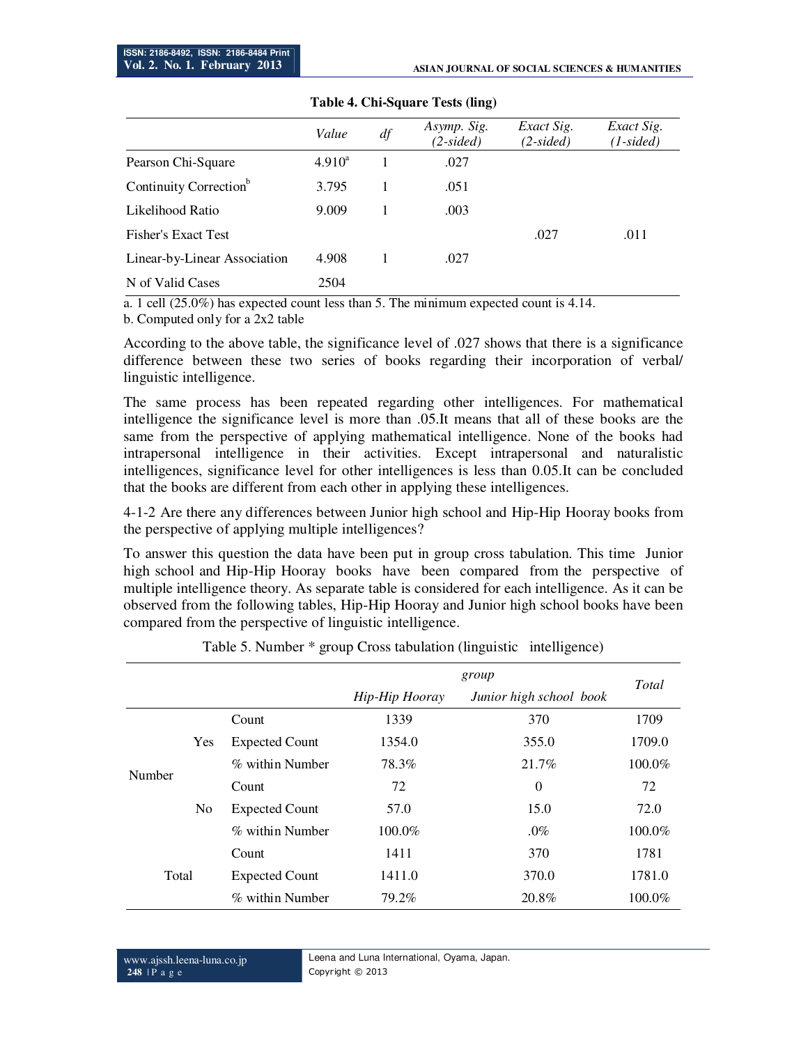**Table 4. Chi-Square Tests (ling)**

| | *Value* | *df* | *Asymp. Sig. (2-sided)* | *Exact Sig. (2-sided)* | *Exact Sig. (1-sided)* |
|---|---|---|---|---|---|
| Pearson Chi-Square | 4.910[a] | 1 | .027 | | |
| Continuity Correction[b] | 3.795 | 1 | .051 | | |
| Likelihood Ratio | 9.009 | 1 | .003 | | |
| Fisher's Exact Test | | | | .027 | .011 |
| Linear-by-Linear Association | 4.908 | 1 | .027 | | |
| N of Valid Cases | 2504 | | | | |

a. 1 cell (25.0%) has expected count less than 5. The minimum expected count is 4.14.

b. Computed only for a 2x2 table

According to the above table, the significance level of .027 shows that there is a significance difference between these two series of books regarding their incorporation of verbal/ linguistic intelligence.

The same process has been repeated regarding other intelligences. For mathematical intelligence the significance level is more than .05.It means that all of these books are the same from the perspective of applying mathematical intelligence. None of the books had intrapersonal intelligence in their activities. Except intrapersonal and naturalistic intelligences, significance level for other intelligences is less than 0.05.It can be concluded that the books are different from each other in applying these intelligences.

4-1-2 Are there any differences between Junior high school and Hip-Hip Hooray books from the perspective of applying multiple intelligences?

To answer this question the data have been put in group cross tabulation. This time Junior high school and Hip-Hip Hooray books have been compared from the perspective of multiple intelligence theory. As separate table is considered for each intelligence. As it can be observed from the following tables, Hip-Hip Hooray and Junior high school books have been compared from the perspective of linguistic intelligence.

Table 5. Number * group Cross tabulation (linguistic intelligence)

| | | | *group* | | *Total* |
|---|---|---|---|---|---|
| | | | *Hip-Hip Hooray* | *Junior high school book* | |
| Number | Yes | Count | 1339 | 370 | 1709 |
| | | Expected Count | 1354.0 | 355.0 | 1709.0 |
| | | % within Number | 78.3% | 21.7% | 100.0% |
| | No | Count | 72 | 0 | 72 |
| | | Expected Count | 57.0 | 15.0 | 72.0 |
| | | % within Number | 100.0% | .0% | 100.0% |
| Total | | Count | 1411 | 370 | 1781 |
| | | Expected Count | 1411.0 | 370.0 | 1781.0 |
| | | % within Number | 79.2% | 20.8% | 100.0% |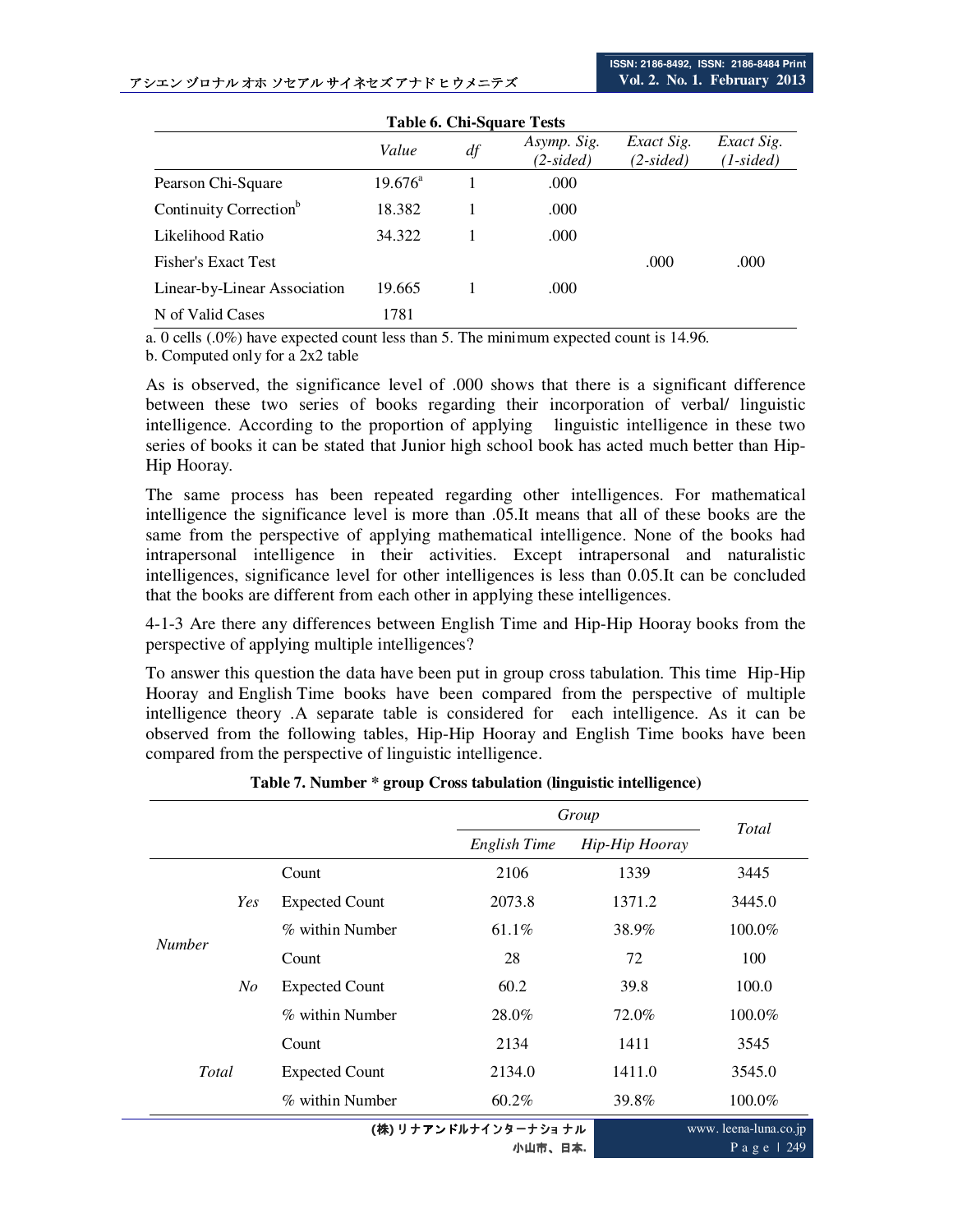**Table 6. Chi-Square Tests**

| | *Value* | *df* | *Asymp. Sig. (2-sided)* | *Exact Sig. (2-sided)* | *Exact Sig. (1-sided)* |
|---|---|---|---|---|---|
| Pearson Chi-Square | 19.676[a] | 1 | .000 | | |
| Continuity Correction[b] | 18.382 | 1 | .000 | | |
| Likelihood Ratio | 34.322 | 1 | .000 | | |
| Fisher's Exact Test | | | | .000 | .000 |
| Linear-by-Linear Association | 19.665 | 1 | .000 | | |
| N of Valid Cases | 1781 | | | | |

a. 0 cells (.0%) have expected count less than 5. The minimum expected count is 14.96.
b. Computed only for a 2x2 table

As is observed, the significance level of .000 shows that there is a significant difference between these two series of books regarding their incorporation of verbal/ linguistic intelligence. According to the proportion of applying linguistic intelligence in these two series of books it can be stated that Junior high school book has acted much better than Hip-Hip Hooray.

The same process has been repeated regarding other intelligences. For mathematical intelligence the significance level is more than .05.It means that all of these books are the same from the perspective of applying mathematical intelligence. None of the books had intrapersonal intelligence in their activities. Except intrapersonal and naturalistic intelligences, significance level for other intelligences is less than 0.05.It can be concluded that the books are different from each other in applying these intelligences.

4-1-3 Are there any differences between English Time and Hip-Hip Hooray books from the perspective of applying multiple intelligences?

To answer this question the data have been put in group cross tabulation. This time Hip-Hip Hooray and English Time books have been compared from the perspective of multiple intelligence theory .A separate table is considered for each intelligence. As it can be observed from the following tables, Hip-Hip Hooray and English Time books have been compared from the perspective of linguistic intelligence.

**Table 7. Number * group Cross tabulation (linguistic intelligence)**

| | | | *Group* | | *Total* |
|---|---|---|---|---|---|
| | | | *English Time* | *Hip-Hip Hooray* | |
| *Number* | *Yes* | Count | 2106 | 1339 | 3445 |
| | | Expected Count | 2073.8 | 1371.2 | 3445.0 |
| | | % within Number | 61.1% | 38.9% | 100.0% |
| | *No* | Count | 28 | 72 | 100 |
| | | Expected Count | 60.2 | 39.8 | 100.0 |
| | | % within Number | 28.0% | 72.0% | 100.0% |
| *Total* | | Count | 2134 | 1411 | 3545 |
| | | Expected Count | 2134.0 | 1411.0 | 3545.0 |
| | | % within Number | 60.2% | 39.8% | 100.0% |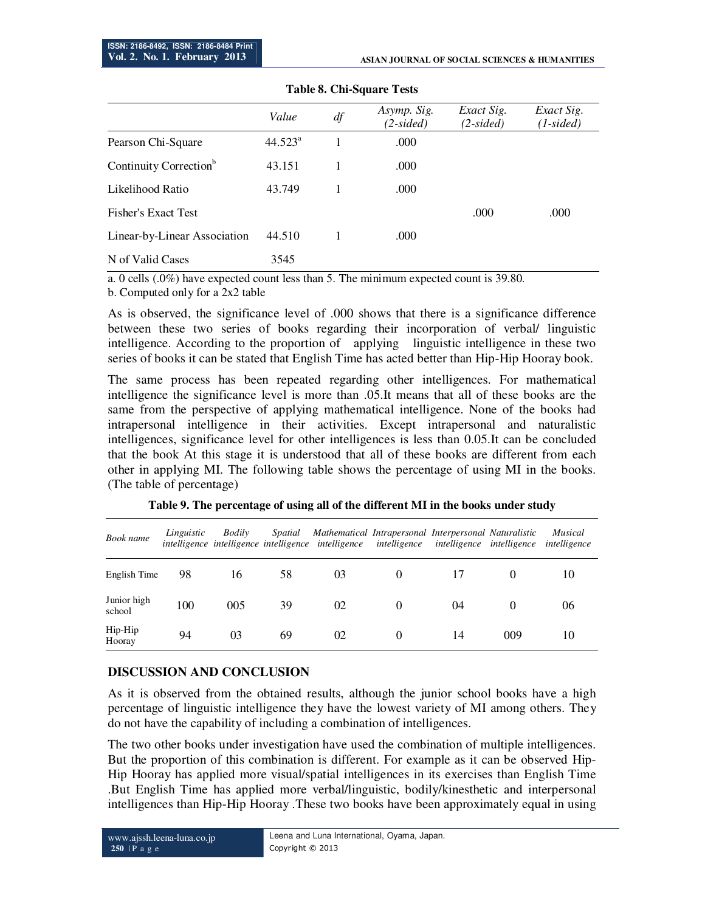**Table 8. Chi-Square Tests**

| | *Value* | *df* | *Asymp. Sig. (2-sided)* | *Exact Sig. (2-sided)* | *Exact Sig. (1-sided)* |
|---|---|---|---|---|---|
| Pearson Chi-Square | 44.523[a] | 1 | .000 | | |
| Continuity Correction[b] | 43.151 | 1 | .000 | | |
| Likelihood Ratio | 43.749 | 1 | .000 | | |
| Fisher's Exact Test | | | | .000 | .000 |
| Linear-by-Linear Association | 44.510 | 1 | .000 | | |
| N of Valid Cases | 3545 | | | | |

a. 0 cells (.0%) have expected count less than 5. The minimum expected count is 39.80.

b. Computed only for a 2x2 table

As is observed, the significance level of .000 shows that there is a significance difference between these two series of books regarding their incorporation of verbal/ linguistic intelligence. According to the proportion of applying linguistic intelligence in these two series of books it can be stated that English Time has acted better than Hip-Hip Hooray book.

The same process has been repeated regarding other intelligences. For mathematical intelligence the significance level is more than .05.It means that all of these books are the same from the perspective of applying mathematical intelligence. None of the books had intrapersonal intelligence in their activities. Except intrapersonal and naturalistic intelligences, significance level for other intelligences is less than 0.05.It can be concluded that the book At this stage it is understood that all of these books are different from each other in applying MI. The following table shows the percentage of using MI in the books. (The table of percentage)

**Table 9. The percentage of using all of the different MI in the books under study**

| *Book name* | *Linguistic intelligence* | *Bodily intelligence* | *Spatial intelligence* | *Mathematical intelligence* | *Intrapersonal intelligence* | *Interpersonal intelligence* | *Naturalistic intelligence* | *Musical intelligence* |
|---|---|---|---|---|---|---|---|---|
| English Time | 98 | 16 | 58 | 03 | 0 | 17 | 0 | 10 |
| Junior high school | 100 | 005 | 39 | 02 | 0 | 04 | 0 | 06 |
| Hip-Hip Hooray | 94 | 03 | 69 | 02 | 0 | 14 | 009 | 10 |

## DISCUSSION AND CONCLUSION

As it is observed from the obtained results, although the junior school books have a high percentage of linguistic intelligence they have the lowest variety of MI among others. They do not have the capability of including a combination of intelligences.

The two other books under investigation have used the combination of multiple intelligences. But the proportion of this combination is different. For example as it can be observed Hip-Hip Hooray has applied more visual/spatial intelligences in its exercises than English Time .But English Time has applied more verbal/linguistic, bodily/kinesthetic and interpersonal intelligences than Hip-Hip Hooray .These two books have been approximately equal in using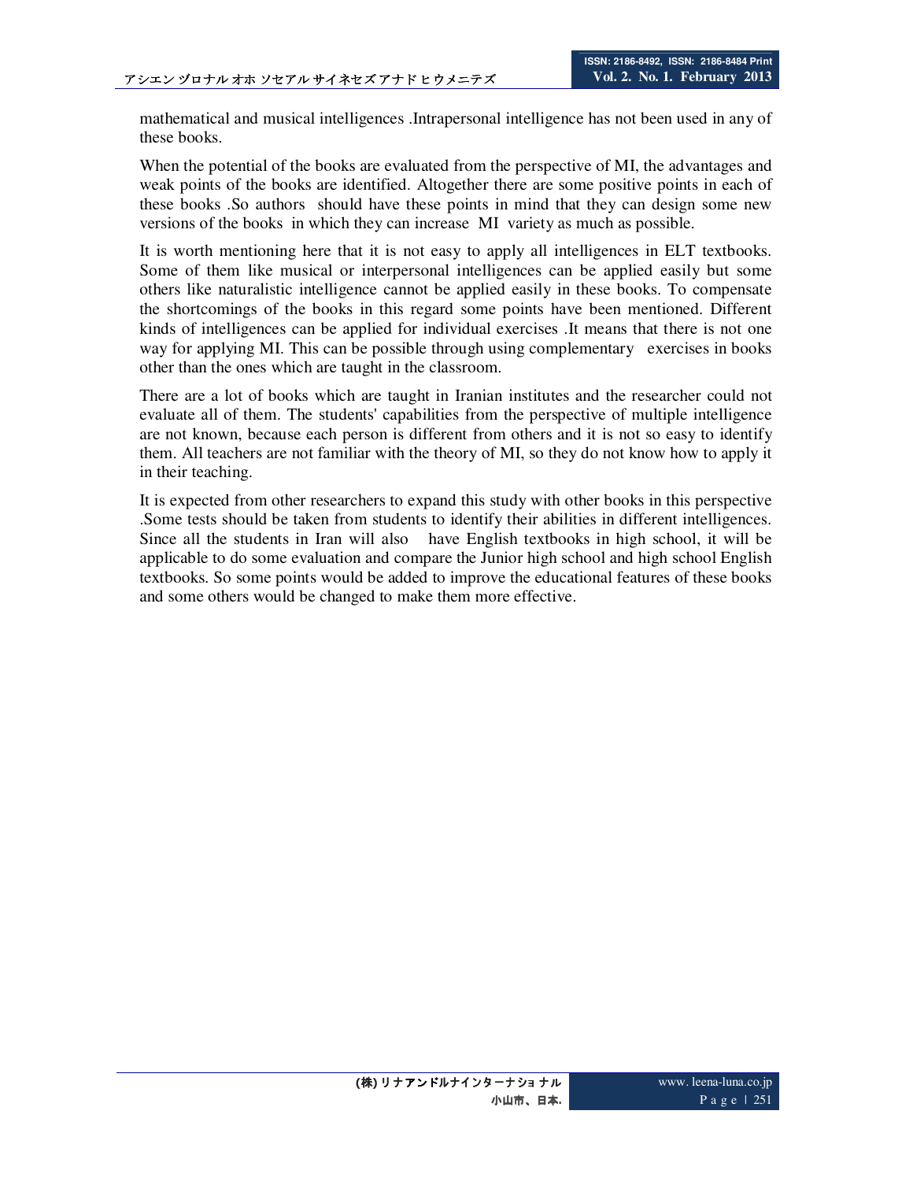mathematical and musical intelligences .Intrapersonal intelligence has not been used in any of these books.

When the potential of the books are evaluated from the perspective of MI, the advantages and weak points of the books are identified. Altogether there are some positive points in each of these books .So authors should have these points in mind that they can design some new versions of the books in which they can increase MI variety as much as possible.

It is worth mentioning here that it is not easy to apply all intelligences in ELT textbooks. Some of them like musical or interpersonal intelligences can be applied easily but some others like naturalistic intelligence cannot be applied easily in these books. To compensate the shortcomings of the books in this regard some points have been mentioned. Different kinds of intelligences can be applied for individual exercises .It means that there is not one way for applying MI. This can be possible through using complementary exercises in books other than the ones which are taught in the classroom.

There are a lot of books which are taught in Iranian institutes and the researcher could not evaluate all of them. The students' capabilities from the perspective of multiple intelligence are not known, because each person is different from others and it is not so easy to identify them. All teachers are not familiar with the theory of MI, so they do not know how to apply it in their teaching.

It is expected from other researchers to expand this study with other books in this perspective .Some tests should be taken from students to identify their abilities in different intelligences. Since all the students in Iran will also have English textbooks in high school, it will be applicable to do some evaluation and compare the Junior high school and high school English textbooks. So some points would be added to improve the educational features of these books and some others would be changed to make them more effective.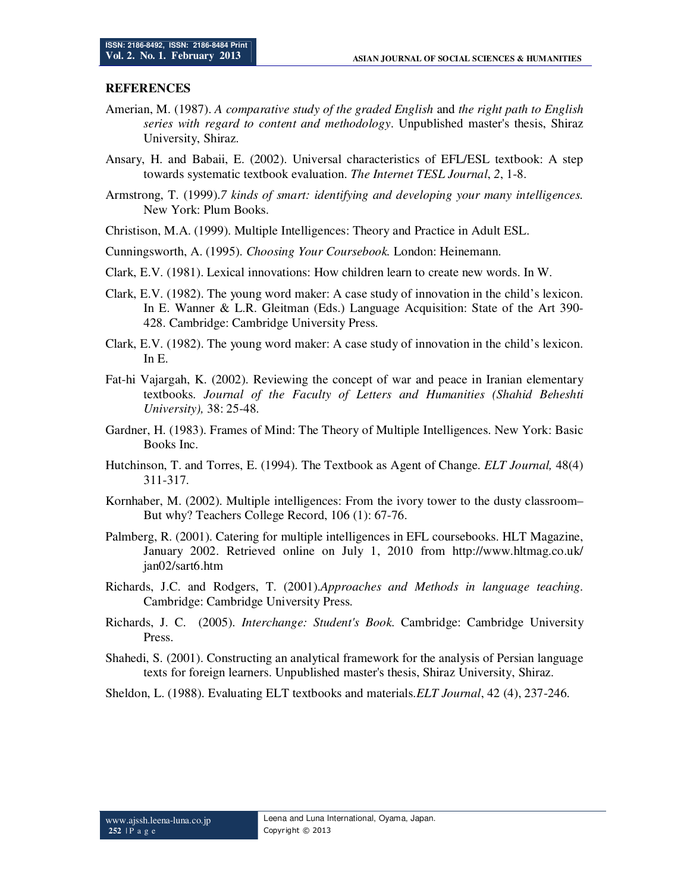## REFERENCES

Amerian, M. (1987). *A comparative study of the graded English* and *the right path to English series with regard to content and methodology*. Unpublished master's thesis, Shiraz University, Shiraz.

Ansary, H. and Babaii, E. (2002). Universal characteristics of EFL/ESL textbook: A step towards systematic textbook evaluation. *The Internet TESL Journal*, *2*, 1-8.

Armstrong, T. (1999).*7 kinds of smart: identifying and developing your many intelligences.* New York: Plum Books.

Christison, M.A. (1999). Multiple Intelligences: Theory and Practice in Adult ESL.

Cunningsworth, A. (1995). *Choosing Your Coursebook.* London: Heinemann.

Clark, E.V. (1981). Lexical innovations: How children learn to create new words. In W.

Clark, E.V. (1982). The young word maker: A case study of innovation in the child's lexicon. In E. Wanner & L.R. Gleitman (Eds.) Language Acquisition: State of the Art 390-428. Cambridge: Cambridge University Press.

Clark, E.V. (1982). The young word maker: A case study of innovation in the child's lexicon. In E.

Fat-hi Vajargah, K. (2002). Reviewing the concept of war and peace in Iranian elementary textbooks. *Journal of the Faculty of Letters and Humanities (Shahid Beheshti University),* 38: 25-48.

Gardner, H. (1983). Frames of Mind: The Theory of Multiple Intelligences. New York: Basic Books Inc.

Hutchinson, T. and Torres, E. (1994). The Textbook as Agent of Change. *ELT Journal,* 48(4) 311-317.

Kornhaber, M. (2002). Multiple intelligences: From the ivory tower to the dusty classroom– But why? Teachers College Record, 106 (1): 67-76.

Palmberg, R. (2001). Catering for multiple intelligences in EFL coursebooks. HLT Magazine, January 2002. Retrieved online on July 1, 2010 from http://www.hltmag.co.uk/jan02/sart6.htm

Richards, J.C. and Rodgers, T. (2001).*Approaches and Methods in language teaching*. Cambridge: Cambridge University Press.

Richards, J. C. (2005). *Interchange: Student's Book.* Cambridge: Cambridge University Press.

Shahedi, S. (2001). Constructing an analytical framework for the analysis of Persian language texts for foreign learners. Unpublished master's thesis, Shiraz University, Shiraz.

Sheldon, L. (1988). Evaluating ELT textbooks and materials.*ELT Journal*, 42 (4), 237-246.